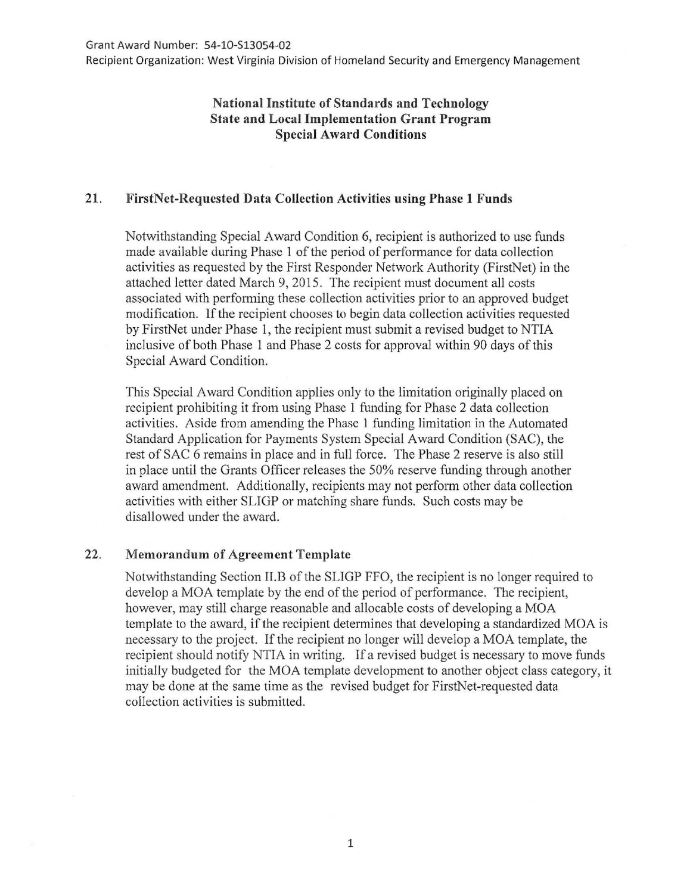Grant Award Number: 54-10-S13054-02
Recipient Organization: West Virginia Division of Homeland Security and Emergency Management

**National Institute of Standards and Technology**
**State and Local Implementation Grant Program**
**Special Award Conditions**

## 21. FirstNet-Requested Data Collection Activities using Phase 1 Funds

Notwithstanding Special Award Condition 6, recipient is authorized to use funds made available during Phase 1 of the period of performance for data collection activities as requested by the First Responder Network Authority (FirstNet) in the attached letter dated March 9, 2015. The recipient must document all costs associated with performing these collection activities prior to an approved budget modification. If the recipient chooses to begin data collection activities requested by FirstNet under Phase 1, the recipient must submit a revised budget to NTIA inclusive of both Phase 1 and Phase 2 costs for approval within 90 days of this Special Award Condition.

This Special Award Condition applies only to the limitation originally placed on recipient prohibiting it from using Phase 1 funding for Phase 2 data collection activities. Aside from amending the Phase 1 funding limitation in the Automated Standard Application for Payments System Special Award Condition (SAC), the rest of SAC 6 remains in place and in full force. The Phase 2 reserve is also still in place until the Grants Officer releases the 50% reserve funding through another award amendment. Additionally, recipients may not perform other data collection activities with either SLIGP or matching share funds. Such costs may be disallowed under the award.

## 22. Memorandum of Agreement Template

Notwithstanding Section II.B of the SLIGP FFO, the recipient is no longer required to develop a MOA template by the end of the period of performance. The recipient, however, may still charge reasonable and allocable costs of developing a MOA template to the award, if the recipient determines that developing a standardized MOA is necessary to the project. If the recipient no longer will develop a MOA template, the recipient should notify NTIA in writing. If a revised budget is necessary to move funds initially budgeted for the MOA template development to another object class category, it may be done at the same time as the revised budget for FirstNet-requested data collection activities is submitted.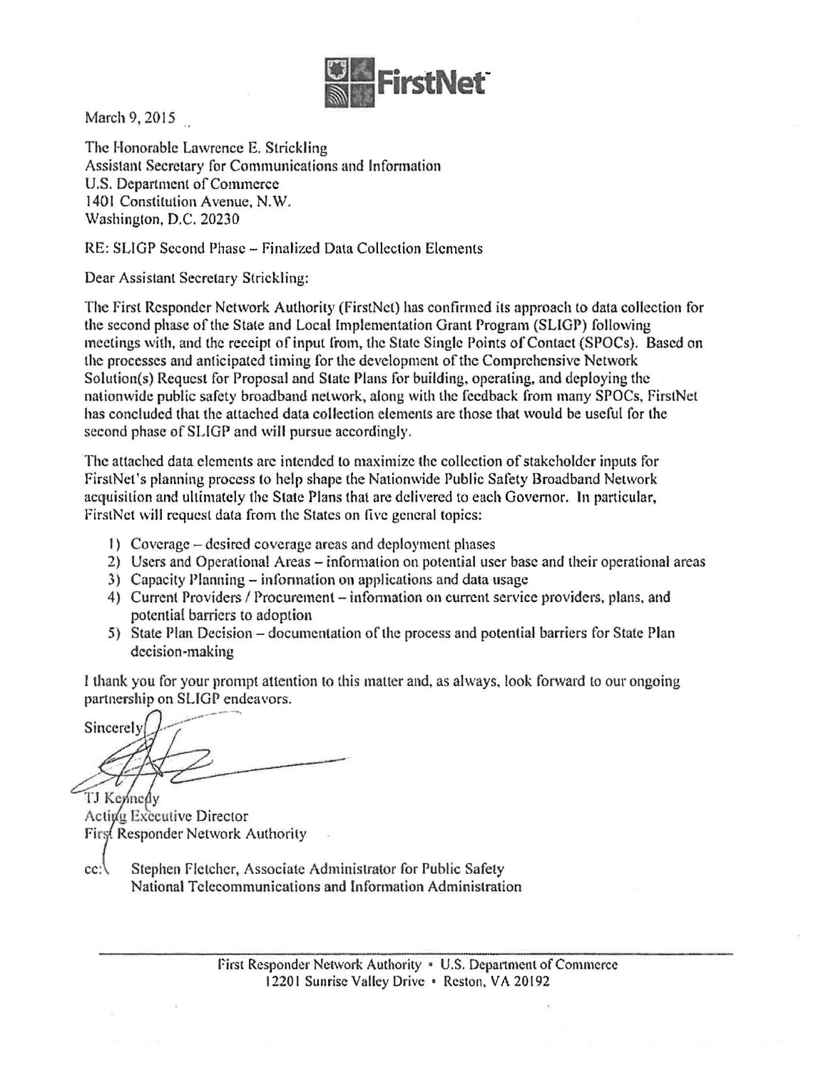FirstNet

March 9, 2015

The Honorable Lawrence E. Strickling
Assistant Secretary for Communications and Information
U.S. Department of Commerce
1401 Constitution Avenue, N.W.
Washington, D.C. 20230

RE: SLIGP Second Phase – Finalized Data Collection Elements

Dear Assistant Secretary Strickling:

The First Responder Network Authority (FirstNet) has confirmed its approach to data collection for the second phase of the State and Local Implementation Grant Program (SLIGP) following meetings with, and the receipt of input from, the State Single Points of Contact (SPOCs). Based on the processes and anticipated timing for the development of the Comprehensive Network Solution(s) Request for Proposal and State Plans for building, operating, and deploying the nationwide public safety broadband network, along with the feedback from many SPOCs, FirstNet has concluded that the attached data collection elements are those that would be useful for the second phase of SLIGP and will pursue accordingly.

The attached data elements are intended to maximize the collection of stakeholder inputs for FirstNet's planning process to help shape the Nationwide Public Safety Broadband Network acquisition and ultimately the State Plans that are delivered to each Governor. In particular, FirstNet will request data from the States on five general topics:

1) Coverage – desired coverage areas and deployment phases
2) Users and Operational Areas – information on potential user base and their operational areas
3) Capacity Planning – information on applications and data usage
4) Current Providers / Procurement – information on current service providers, plans, and potential barriers to adoption
5) State Plan Decision – documentation of the process and potential barriers for State Plan decision-making

I thank you for your prompt attention to this matter and, as always, look forward to our ongoing partnership on SLIGP endeavors.

Sincerely,

TJ Kennedy
Acting Executive Director
First Responder Network Authority

cc: Stephen Fletcher, Associate Administrator for Public Safety
National Telecommunications and Information Administration

First Responder Network Authority • U.S. Department of Commerce
12201 Sunrise Valley Drive • Reston, VA 20192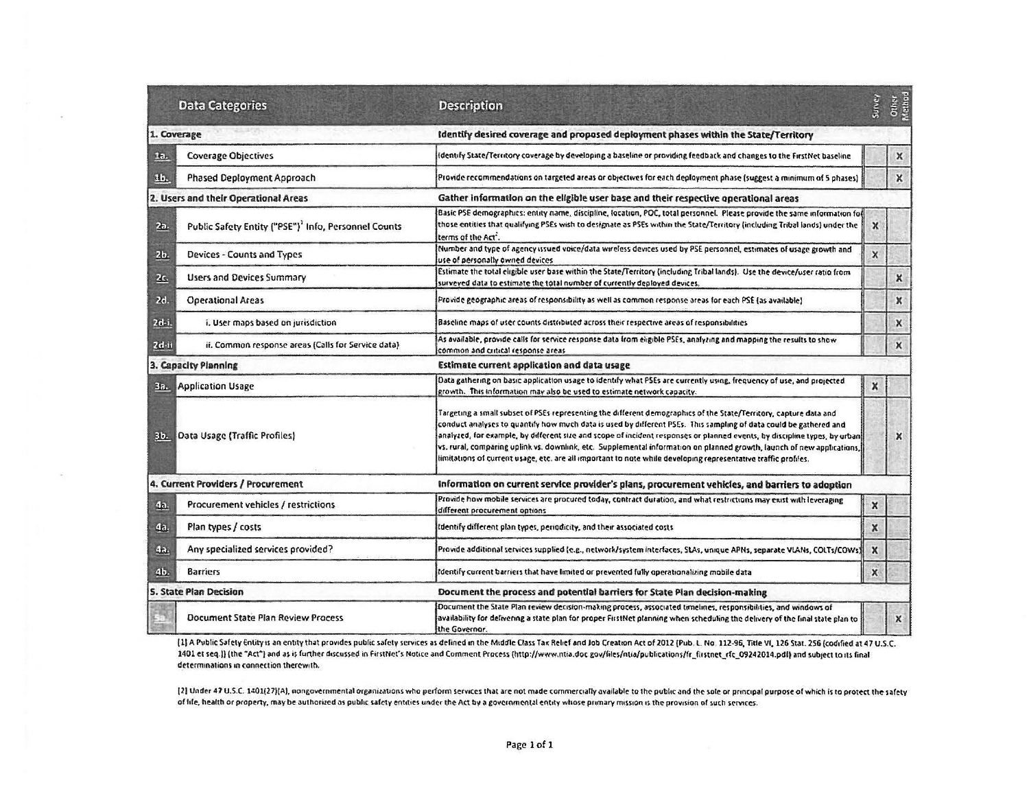| | Data Categories | Description | Survey | Other Method |
|---|---|---|---|---|
| **1. Coverage** | | **Identify desired coverage and proposed deployment phases within the State/Territory** | | |
| 1a. | Coverage Objectives | Identify State/Territory coverage by developing a baseline or providing feedback and changes to the FirstNet baseline | | X |
| 1b. | Phased Deployment Approach | Provide recommendations on targeted areas or objectives for each deployment phase (suggest a minimum of 5 phases) | | X |
| **2. Users and their Operational Areas** | | **Gather information on the eligible user base and their respective operational areas** | | |
| 2a. | Public Safety Entity ("PSE")[1] Info, Personnel Counts | Basic PSE demographics: entity name, discipline, location, POC, total personnel. Please provide the same information for those entities that qualifying PSEs wish to designate as PSEs within the State/Territory (including Tribal lands) under the terms of the Act[2]. | X | |
| 2b. | Devices - Counts and Types | Number and type of agency issued voice/data wireless devices used by PSE personnel, estimates of usage growth and use of personally owned devices | X | |
| 2c. | Users and Devices Summary | Estimate the total eligible user base within the State/Territory (including Tribal lands). Use the device/user ratio from surveyed data to estimate the total number of currently deployed devices. | | X |
| 2d. | Operational Areas | Provide geographic areas of responsibility as well as common response areas for each PSE (as available) | | X |
| 2d-i. | i. User maps based on jurisdiction | Baseline maps of user counts distributed across their respective areas of responsibilities | | X |
| 2d-ii | ii. Common response areas (Calls for Service data) | As available, provide calls for service response data from eligible PSEs, analyzing and mapping the results to show common and critical response areas | | X |
| **3. Capacity Planning** | | **Estimate current application and data usage** | | |
| 3a. | Application Usage | Data gathering on basic application usage to identify what PSEs are currently using, frequency of use, and projected growth. This information may also be used to estimate network capacity. | X | |
| 3b. | Data Usage (Traffic Profiles) | Targeting a small subset of PSEs representing the different demographics of the State/Territory, capture data and conduct analyses to quantify how much data is used by different PSEs. This sampling of data could be gathered and analyzed, for example, by different size and scope of incident responses or planned events, by discipline types, by urban vs. rural, comparing uplink vs. downlink, etc. Supplemental information on planned growth, launch of new applications, limitations of current usage, etc. are all important to note while developing representative traffic profiles. | | X |
| **4. Current Providers / Procurement** | | **Information on current service provider's plans, procurement vehicles, and barriers to adoption** | | |
| 4a. | Procurement vehicles / restrictions | Provide how mobile services are procured today, contract duration, and what restrictions may exist with leveraging different procurement options | X | |
| 4a. | Plan types / costs | Identify different plan types, periodicity, and their associated costs | X | |
| 4a. | Any specialized services provided? | Provide additional services supplied (e.g., network/system interfaces, SLAs, unique APNs, separate VLANs, COLTs/COWs) | X | |
| 4b. | Barriers | Identify current barriers that have limited or prevented fully operationalizing mobile data | X | |
| **5. State Plan Decision** | | **Document the process and potential barriers for State Plan decision-making** | | |
| 5a. | Document State Plan Review Process | Document the State Plan review decision-making process, associated timelines, responsibilities, and windows of availability for delivering a state plan for proper FirstNet planning when scheduling the delivery of the final state plan to the Governor. | | X |

[1] A Public Safety Entity is an entity that provides public safety services as defined in the Middle Class Tax Relief and Job Creation Act of 2012 (Pub. L. No. 112-96, Title VI, 126 Stat. 256 (codified at 47 U.S.C. 1401 et seq.)) (the "Act") and as is further discussed in FirstNet's Notice and Comment Process (http://www.ntia.doc.gov/files/ntia/publications/fr_firstnet_rfc_09242014.pdf) and subject to its final determinations in connection therewith.

[2] Under 47 U.S.C. 1401(27)(A), nongovernmental organizations who perform services that are not made commercially available to the public and the sole or principal purpose of which is to protect the safety of life, health or property, may be authorized as public safety entities under the Act by a governmental entity whose primary mission is the provision of such services.